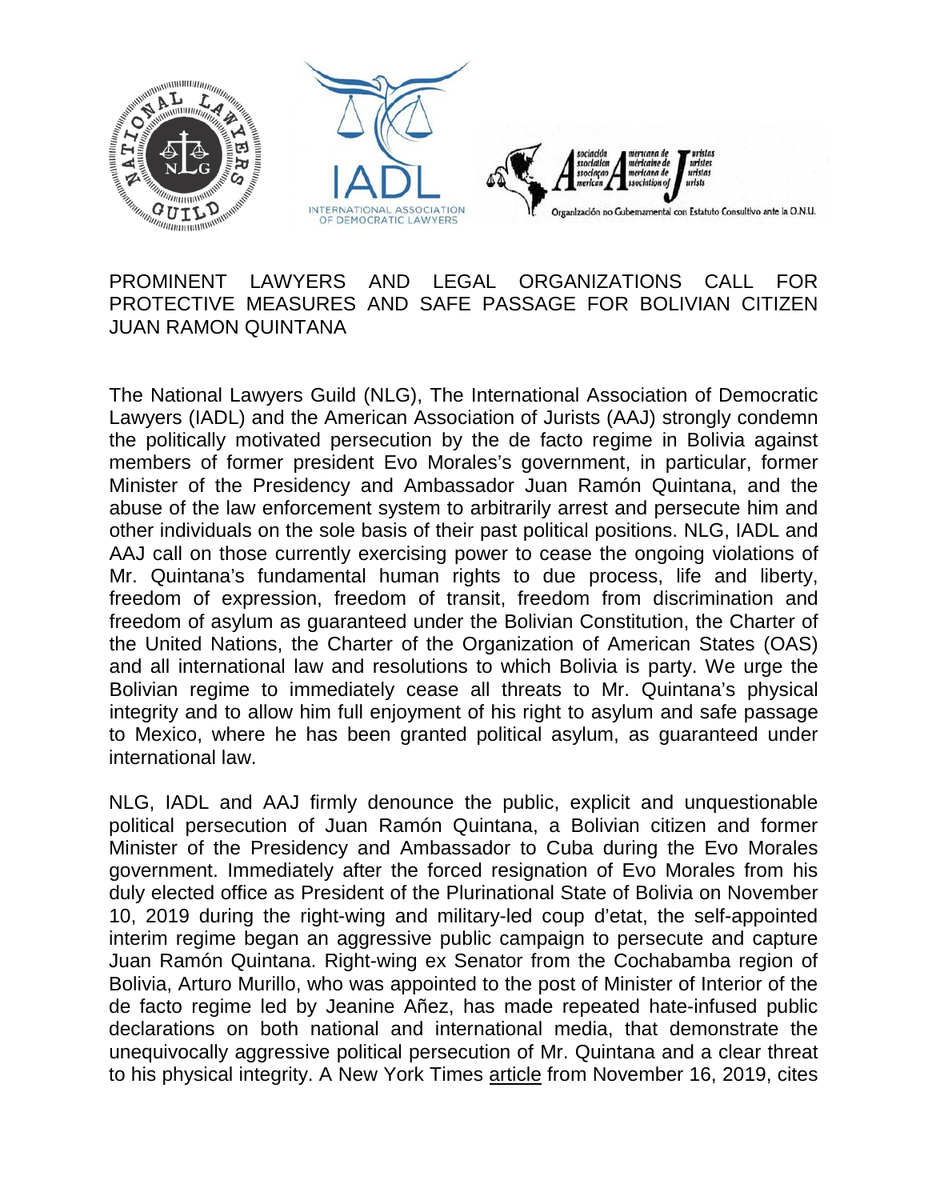# PROMINENT LAWYERS AND LEGAL ORGANIZATIONS CALL FOR PROTECTIVE MEASURES AND SAFE PASSAGE FOR BOLIVIAN CITIZEN JUAN RAMON QUINTANA

The National Lawyers Guild (NLG), The International Association of Democratic Lawyers (IADL) and the American Association of Jurists (AAJ) strongly condemn the politically motivated persecution by the de facto regime in Bolivia against members of former president Evo Morales's government, in particular, former Minister of the Presidency and Ambassador Juan Ramón Quintana, and the abuse of the law enforcement system to arbitrarily arrest and persecute him and other individuals on the sole basis of their past political positions. NLG, IADL and AAJ call on those currently exercising power to cease the ongoing violations of Mr. Quintana's fundamental human rights to due process, life and liberty, freedom of expression, freedom of transit, freedom from discrimination and freedom of asylum as guaranteed under the Bolivian Constitution, the Charter of the United Nations, the Charter of the Organization of American States (OAS) and all international law and resolutions to which Bolivia is party. We urge the Bolivian regime to immediately cease all threats to Mr. Quintana's physical integrity and to allow him full enjoyment of his right to asylum and safe passage to Mexico, where he has been granted political asylum, as guaranteed under international law.

NLG, IADL and AAJ firmly denounce the public, explicit and unquestionable political persecution of Juan Ramón Quintana, a Bolivian citizen and former Minister of the Presidency and Ambassador to Cuba during the Evo Morales government. Immediately after the forced resignation of Evo Morales from his duly elected office as President of the Plurinational State of Bolivia on November 10, 2019 during the right-wing and military-led coup d'etat, the self-appointed interim regime began an aggressive public campaign to persecute and capture Juan Ramón Quintana. Right-wing ex Senator from the Cochabamba region of Bolivia, Arturo Murillo, who was appointed to the post of Minister of Interior of the de facto regime led by Jeanine Añez, has made repeated hate-infused public declarations on both national and international media, that demonstrate the unequivocally aggressive political persecution of Mr. Quintana and a clear threat to his physical integrity. A New York Times article from November 16, 2019, cites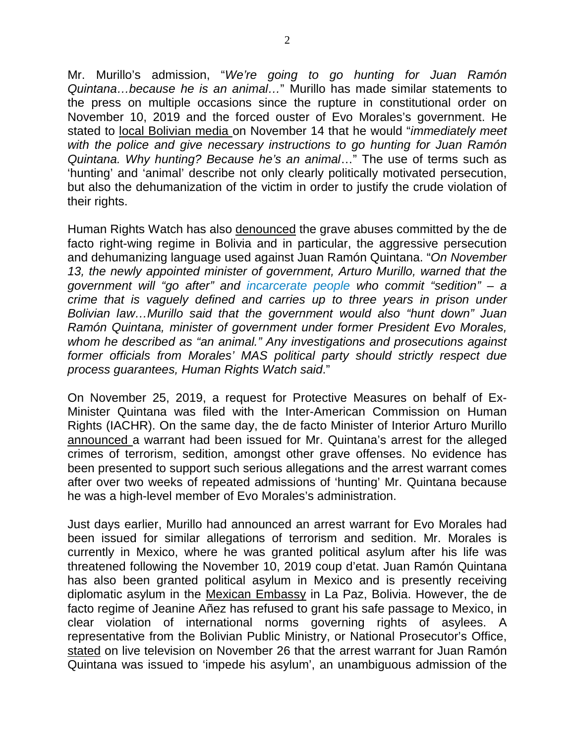Mr. Murillo's admission, "*We're going to go hunting for Juan Ramón Quintana…because he is an animal…*" Murillo has made similar statements to the press on multiple occasions since the rupture in constitutional order on November 10, 2019 and the forced ouster of Evo Morales's government. He stated to local Bolivian media on November 14 that he would "*immediately meet with the police and give necessary instructions to go hunting for Juan Ramón Quintana. Why hunting? Because he's an animal*…" The use of terms such as 'hunting' and 'animal' describe not only clearly politically motivated persecution, but also the dehumanization of the victim in order to justify the crude violation of their rights.

Human Rights Watch has also denounced the grave abuses committed by the de facto right-wing regime in Bolivia and in particular, the aggressive persecution and dehumanizing language used against Juan Ramón Quintana. "*On November 13, the newly appointed minister of government, Arturo Murillo, warned that the government will "go after" and incarcerate people who commit "sedition" – a crime that is vaguely defined and carries up to three years in prison under Bolivian law…Murillo said that the government would also "hunt down" Juan Ramón Quintana, minister of government under former President Evo Morales, whom he described as "an animal." Any investigations and prosecutions against former officials from Morales' MAS political party should strictly respect due process guarantees, Human Rights Watch said*."

On November 25, 2019, a request for Protective Measures on behalf of Ex-Minister Quintana was filed with the Inter-American Commission on Human Rights (IACHR). On the same day, the de facto Minister of Interior Arturo Murillo announced a warrant had been issued for Mr. Quintana's arrest for the alleged crimes of terrorism, sedition, amongst other grave offenses. No evidence has been presented to support such serious allegations and the arrest warrant comes after over two weeks of repeated admissions of 'hunting' Mr. Quintana because he was a high-level member of Evo Morales's administration.

Just days earlier, Murillo had announced an arrest warrant for Evo Morales had been issued for similar allegations of terrorism and sedition. Mr. Morales is currently in Mexico, where he was granted political asylum after his life was threatened following the November 10, 2019 coup d'etat. Juan Ramón Quintana has also been granted political asylum in Mexico and is presently receiving diplomatic asylum in the Mexican Embassy in La Paz, Bolivia. However, the de facto regime of Jeanine Añez has refused to grant his safe passage to Mexico, in clear violation of international norms governing rights of asylees. A representative from the Bolivian Public Ministry, or National Prosecutor's Office, stated on live television on November 26 that the arrest warrant for Juan Ramón Quintana was issued to 'impede his asylum', an unambiguous admission of the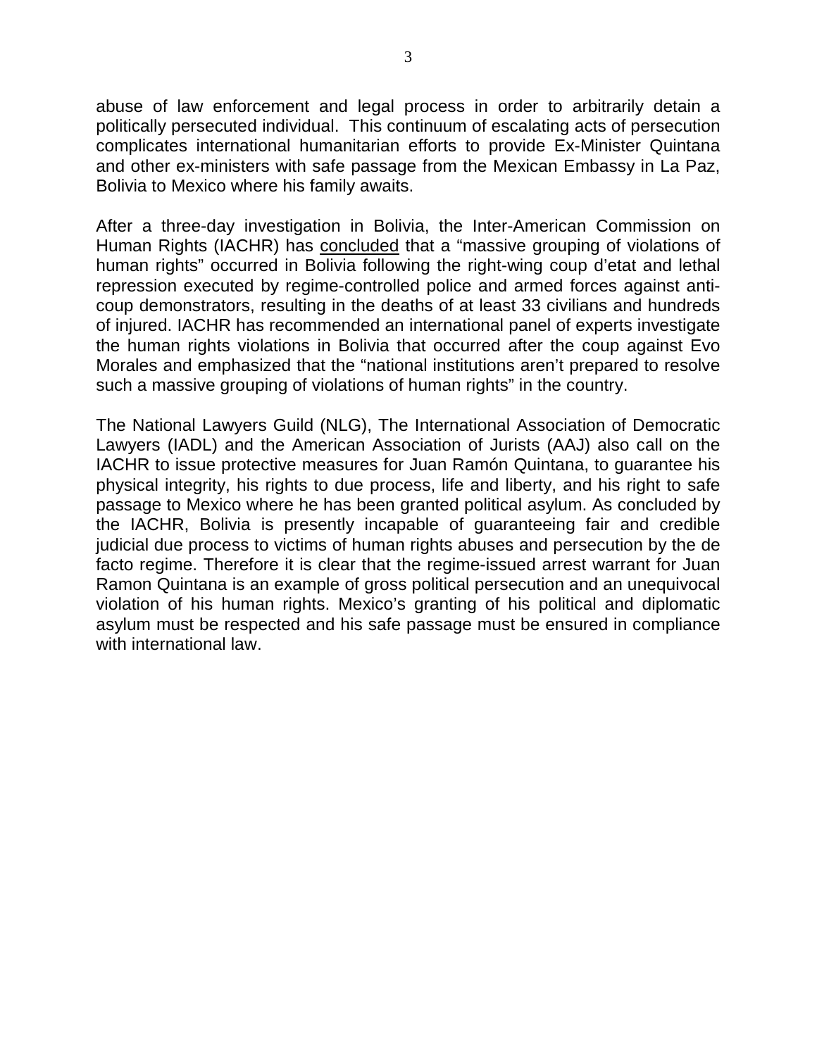abuse of law enforcement and legal process in order to arbitrarily detain a politically persecuted individual. This continuum of escalating acts of persecution complicates international humanitarian efforts to provide Ex-Minister Quintana and other ex-ministers with safe passage from the Mexican Embassy in La Paz, Bolivia to Mexico where his family awaits.

After a three-day investigation in Bolivia, the Inter-American Commission on Human Rights (IACHR) has concluded that a "massive grouping of violations of human rights" occurred in Bolivia following the right-wing coup d'etat and lethal repression executed by regime-controlled police and armed forces against anti-coup demonstrators, resulting in the deaths of at least 33 civilians and hundreds of injured. IACHR has recommended an international panel of experts investigate the human rights violations in Bolivia that occurred after the coup against Evo Morales and emphasized that the "national institutions aren't prepared to resolve such a massive grouping of violations of human rights" in the country.

The National Lawyers Guild (NLG), The International Association of Democratic Lawyers (IADL) and the American Association of Jurists (AAJ) also call on the IACHR to issue protective measures for Juan Ramón Quintana, to guarantee his physical integrity, his rights to due process, life and liberty, and his right to safe passage to Mexico where he has been granted political asylum. As concluded by the IACHR, Bolivia is presently incapable of guaranteeing fair and credible judicial due process to victims of human rights abuses and persecution by the de facto regime. Therefore it is clear that the regime-issued arrest warrant for Juan Ramon Quintana is an example of gross political persecution and an unequivocal violation of his human rights. Mexico's granting of his political and diplomatic asylum must be respected and his safe passage must be ensured in compliance with international law.